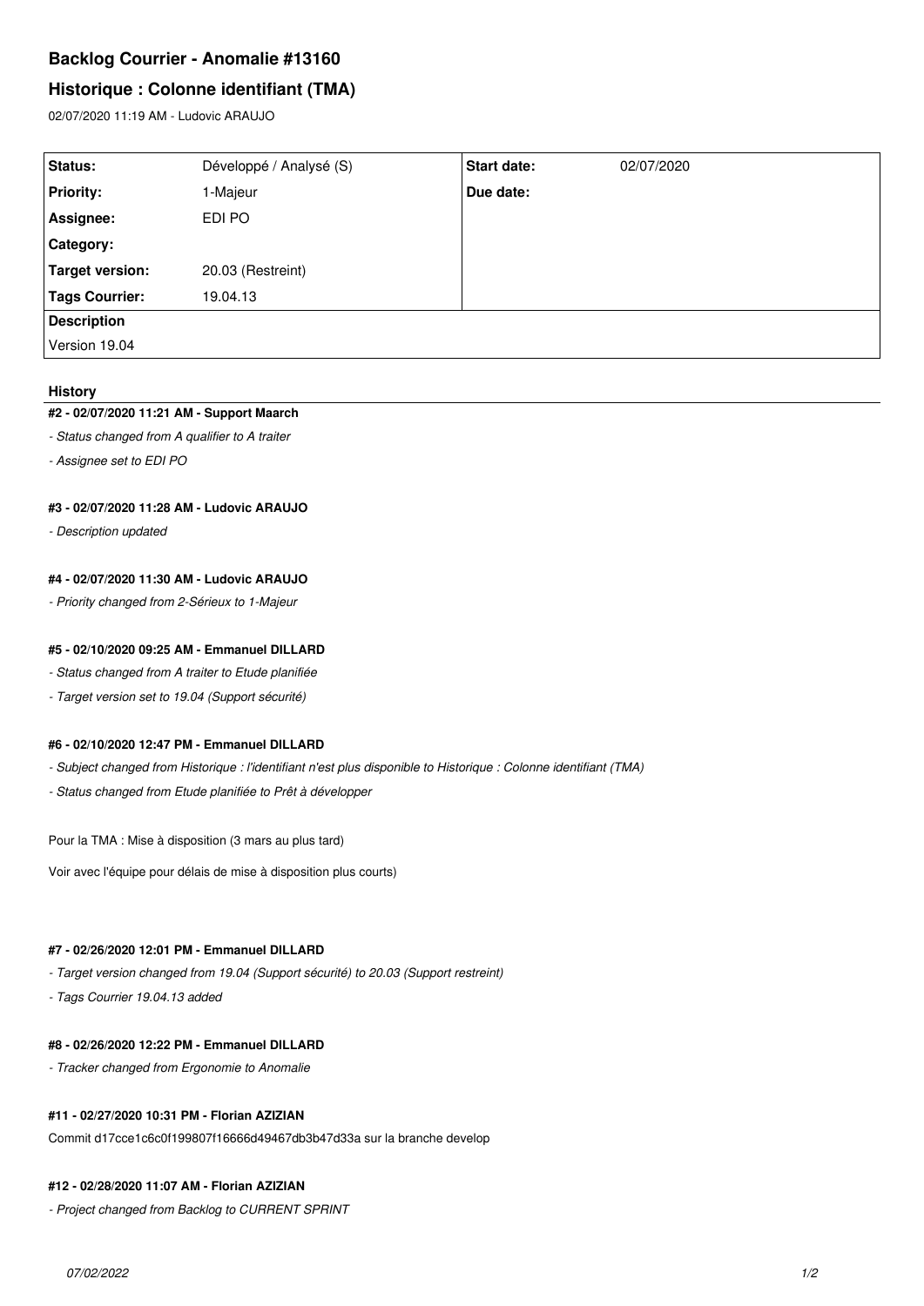# Backlog Courrier - Anomalie #13160

## Historique : Colonne identifiant (TMA)

02/07/2020 11:19 AM - Ludovic ARAUJO

| | | | |
|---|---|---|---|
| **Status:** | Développé / Analysé (S) | **Start date:** | 02/07/2020 |
| **Priority:** | 1-Majeur | **Due date:** | |
| **Assignee:** | EDI PO | | |
| **Category:** | | | |
| **Target version:** | 20.03 (Restreint) | | |
| **Tags Courrier:** | 19.04.13 | | |

**Description**

Version 19.04

### History

#### #2 - 02/07/2020 11:21 AM - Support Maarch

*- Status changed from A qualifier to A traiter*

*- Assignee set to EDI PO*

#### #3 - 02/07/2020 11:28 AM - Ludovic ARAUJO

*- Description updated*

#### #4 - 02/07/2020 11:30 AM - Ludovic ARAUJO

*- Priority changed from 2-Sérieux to 1-Majeur*

#### #5 - 02/10/2020 09:25 AM - Emmanuel DILLARD

*- Status changed from A traiter to Etude planifiée*

*- Target version set to 19.04 (Support sécurité)*

#### #6 - 02/10/2020 12:47 PM - Emmanuel DILLARD

*- Subject changed from Historique : l'identifiant n'est plus disponible to Historique : Colonne identifiant (TMA)*

*- Status changed from Etude planifiée to Prêt à développer*

Pour la TMA : Mise à disposition (3 mars au plus tard)

Voir avec l'équipe pour délais de mise à disposition plus courts)

#### #7 - 02/26/2020 12:01 PM - Emmanuel DILLARD

*- Target version changed from 19.04 (Support sécurité) to 20.03 (Support restreint)*

*- Tags Courrier 19.04.13 added*

#### #8 - 02/26/2020 12:22 PM - Emmanuel DILLARD

*- Tracker changed from Ergonomie to Anomalie*

#### #11 - 02/27/2020 10:31 PM - Florian AZIZIAN

Commit d17cce1c6c0f199807f16666d49467db3b47d33a sur la branche develop

#### #12 - 02/28/2020 11:07 AM - Florian AZIZIAN

*- Project changed from Backlog to CURRENT SPRINT*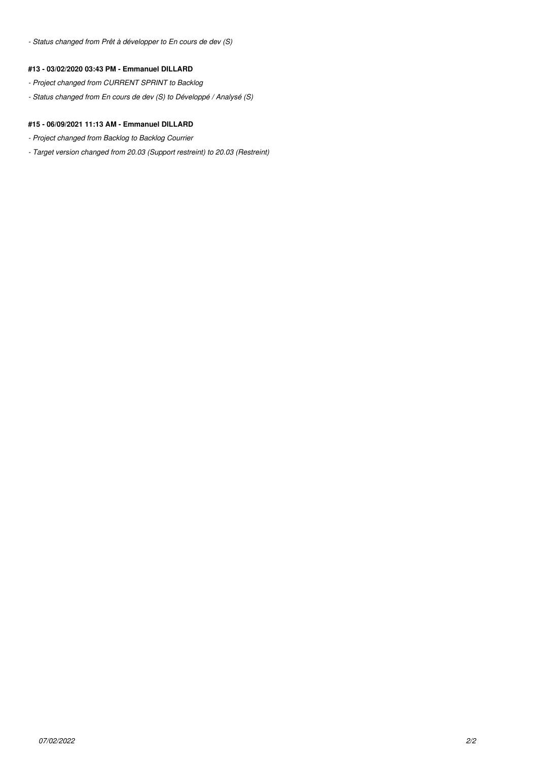*- Status changed from Prêt à développer to En cours de dev (S)*

**#13 - 03/02/2020 03:43 PM - Emmanuel DILLARD**

*- Project changed from CURRENT SPRINT to Backlog*

*- Status changed from En cours de dev (S) to Développé / Analysé (S)*

**#15 - 06/09/2021 11:13 AM - Emmanuel DILLARD**

*- Project changed from Backlog to Backlog Courrier*

*- Target version changed from 20.03 (Support restreint) to 20.03 (Restreint)*